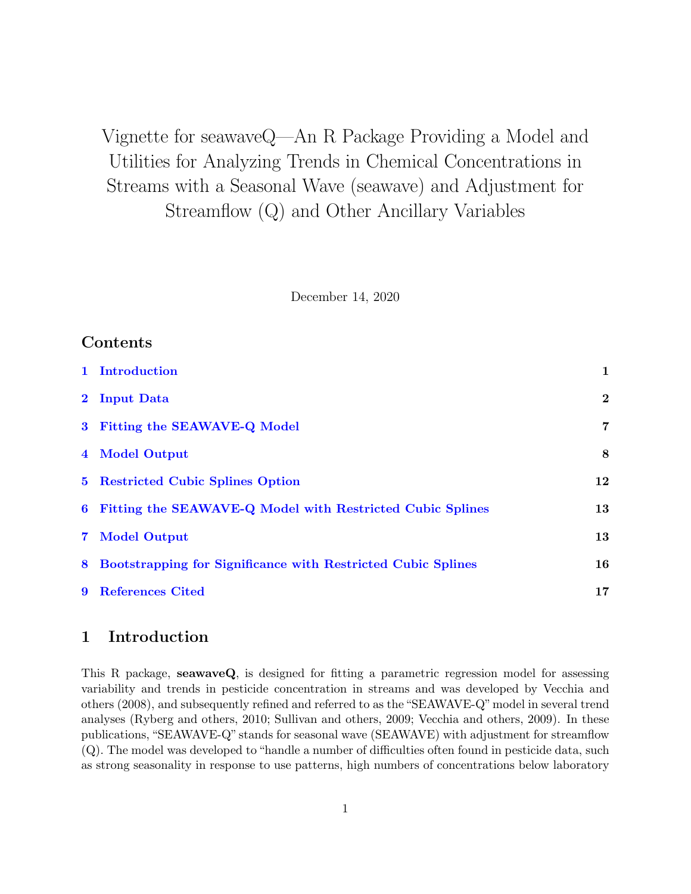# Vignette for seawaveQ—An R Package Providing a Model and Utilities for Analyzing Trends in Chemical Concentrations in Streams with a Seasonal Wave (seawave) and Adjustment for Streamflow (Q) and Other Ancillary Variables

December 14, 2020

## Contents

| | | |
|---|---|---|
| 1 | Introduction | 1 |
| 2 | Input Data | 2 |
| 3 | Fitting the SEAWAVE-Q Model | 7 |
| 4 | Model Output | 8 |
| 5 | Restricted Cubic Splines Option | 12 |
| 6 | Fitting the SEAWAVE-Q Model with Restricted Cubic Splines | 13 |
| 7 | Model Output | 13 |
| 8 | Bootstrapping for Significance with Restricted Cubic Splines | 16 |
| 9 | References Cited | 17 |

## 1 Introduction

This R package, **seawaveQ**, is designed for fitting a parametric regression model for assessing variability and trends in pesticide concentration in streams and was developed by Vecchia and others (2008), and subsequently refined and referred to as the "SEAWAVE-Q" model in several trend analyses (Ryberg and others, 2010; Sullivan and others, 2009; Vecchia and others, 2009). In these publications, "SEAWAVE-Q" stands for seasonal wave (SEAWAVE) with adjustment for streamflow (Q). The model was developed to "handle a number of difficulties often found in pesticide data, such as strong seasonality in response to use patterns, high numbers of concentrations below laboratory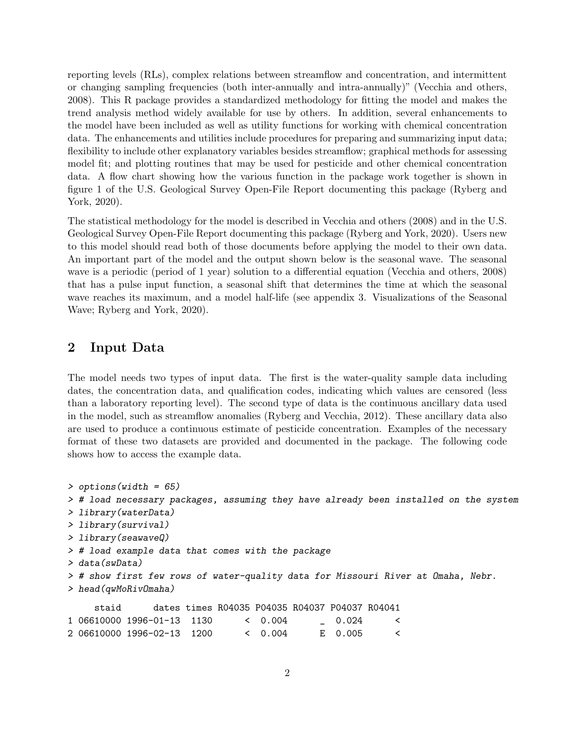reporting levels (RLs), complex relations between streamflow and concentration, and intermittent or changing sampling frequencies (both inter-annually and intra-annually)" (Vecchia and others, 2008). This R package provides a standardized methodology for fitting the model and makes the trend analysis method widely available for use by others. In addition, several enhancements to the model have been included as well as utility functions for working with chemical concentration data. The enhancements and utilities include procedures for preparing and summarizing input data; flexibility to include other explanatory variables besides streamflow; graphical methods for assessing model fit; and plotting routines that may be used for pesticide and other chemical concentration data. A flow chart showing how the various function in the package work together is shown in figure 1 of the U.S. Geological Survey Open-File Report documenting this package (Ryberg and York, 2020).

The statistical methodology for the model is described in Vecchia and others (2008) and in the U.S. Geological Survey Open-File Report documenting this package (Ryberg and York, 2020). Users new to this model should read both of those documents before applying the model to their own data. An important part of the model and the output shown below is the seasonal wave. The seasonal wave is a periodic (period of 1 year) solution to a differential equation (Vecchia and others, 2008) that has a pulse input function, a seasonal shift that determines the time at which the seasonal wave reaches its maximum, and a model half-life (see appendix 3. Visualizations of the Seasonal Wave; Ryberg and York, 2020).

## 2 Input Data

The model needs two types of input data. The first is the water-quality sample data including dates, the concentration data, and qualification codes, indicating which values are censored (less than a laboratory reporting level). The second type of data is the continuous ancillary data used in the model, such as streamflow anomalies (Ryberg and Vecchia, 2012). These ancillary data also are used to produce a continuous estimate of pesticide concentration. Examples of the necessary format of these two datasets are provided and documented in the package. The following code shows how to access the example data.

```
> options(width = 65)
> # load necessary packages, assuming they have already been installed on the system
> library(waterData)
> library(survival)
> library(seawaveQ)
> # load example data that comes with the package
> data(swData)
> # show first few rows of water-quality data for Missouri River at Omaha, Nebr.
> head(qwMoRivOmaha)

     staid      dates times R04035 P04035 R04037 P04037 R04041
1 06610000 1996-01-13  1130      <  0.004      _  0.024      <
2 06610000 1996-02-13  1200      <  0.004      E  0.005      <
```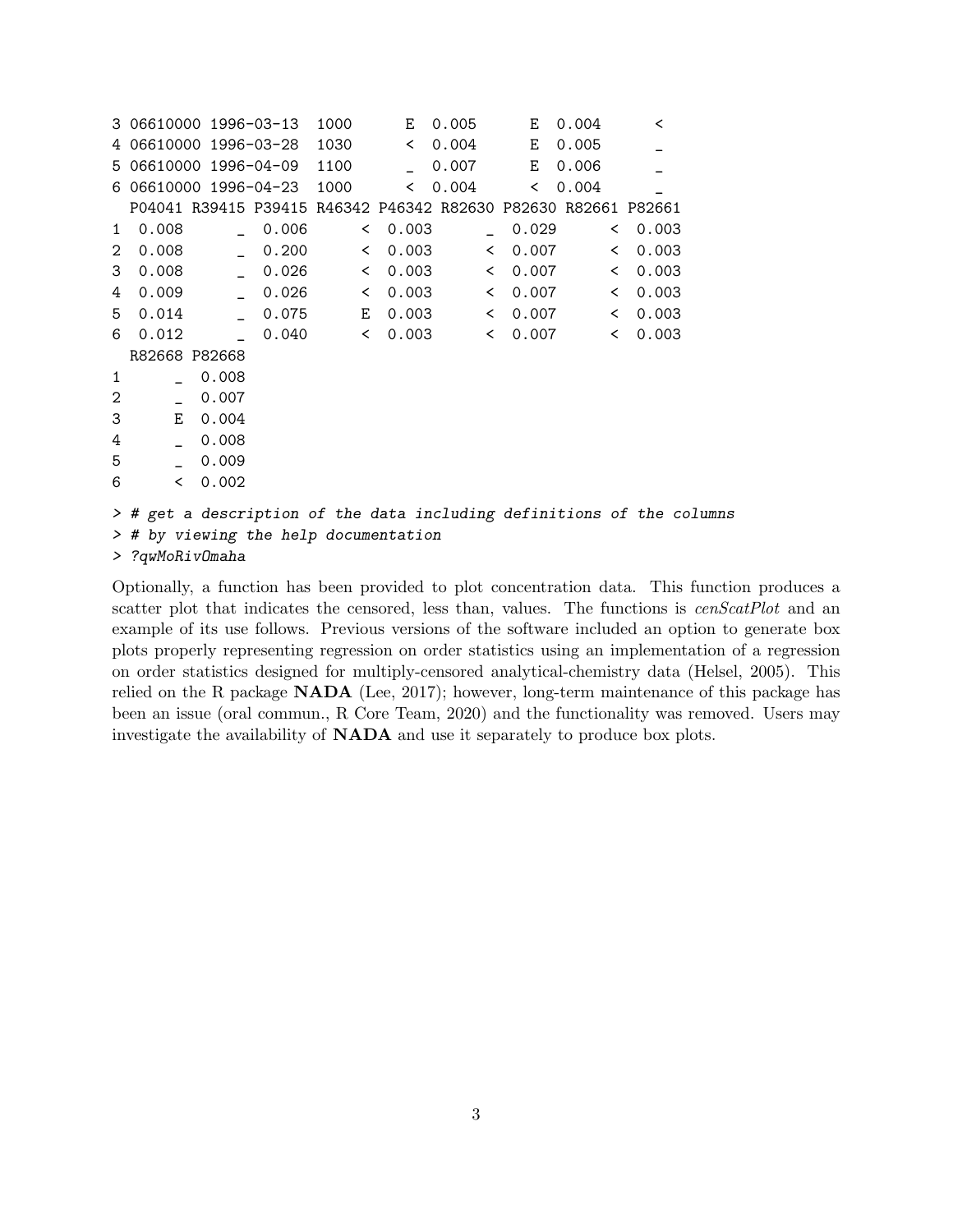```
3 06610000 1996-03-13  1000      E  0.005      E  0.004      <
4 06610000 1996-03-28  1030      <  0.004      E  0.005      _
5 06610000 1996-04-09  1100      _  0.007      E  0.006      _
6 06610000 1996-04-23  1000      <  0.004      <  0.004      _
  P04041 R39415 P39415 R46342 P46342 R82630 P82630 R82661 P82661
1  0.008      _  0.006      <  0.003      _  0.029      <  0.003
2  0.008      _  0.200      <  0.003      <  0.007      <  0.003
3  0.008      _  0.026      <  0.003      <  0.007      <  0.003
4  0.009      _  0.026      <  0.003      <  0.007      <  0.003
5  0.014      _  0.075      E  0.003      <  0.007      <  0.003
6  0.012      _  0.040      <  0.003      <  0.007      <  0.003
  R82668 P82668
1      _  0.008
2      _  0.007
3      E  0.004
4      _  0.008
5      _  0.009
6      <  0.002
```

```
> # get a description of the data including definitions of the columns
> # by viewing the help documentation
> ?qwMoRivOmaha
```

Optionally, a function has been provided to plot concentration data. This function produces a scatter plot that indicates the censored, less than, values. The functions is *cenScatPlot* and an example of its use follows. Previous versions of the software included an option to generate box plots properly representing regression on order statistics using an implementation of a regression on order statistics designed for multiply-censored analytical-chemistry data (Helsel, 2005). This relied on the R package **NADA** (Lee, 2017); however, long-term maintenance of this package has been an issue (oral commun., R Core Team, 2020) and the functionality was removed. Users may investigate the availability of **NADA** and use it separately to produce box plots.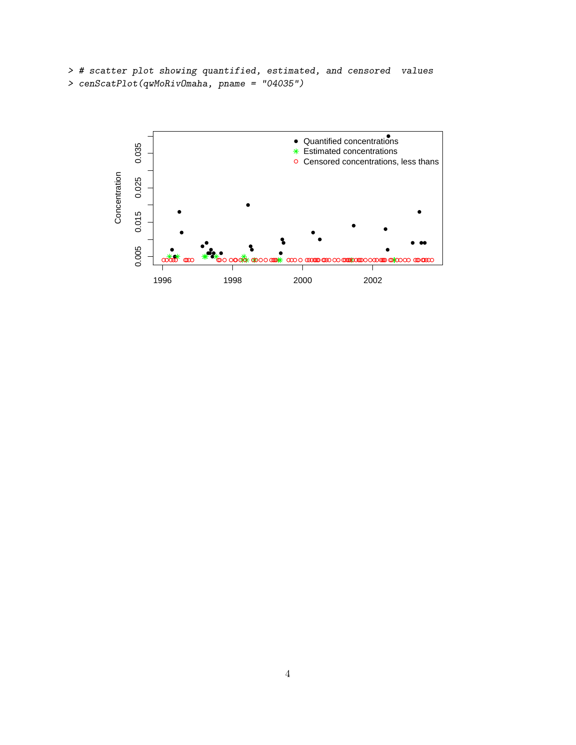```
> # scatter plot showing quantified, estimated, and censored  values
> cenScatPlot(qwMoRivOmaha, pname = "04035")
```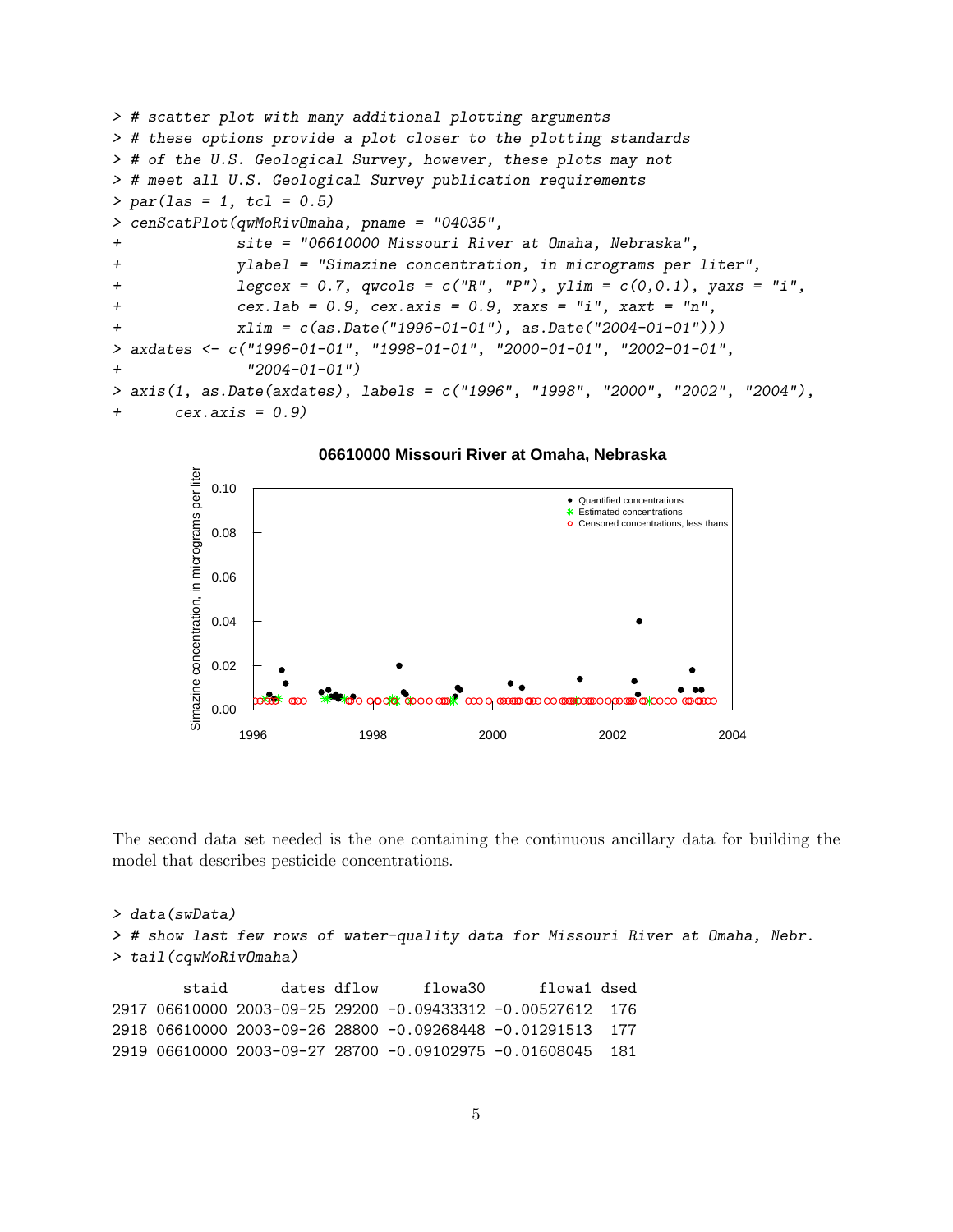```
> # scatter plot with many additional plotting arguments
> # these options provide a plot closer to the plotting standards
> # of the U.S. Geological Survey, however, these plots may not
> # meet all U.S. Geological Survey publication requirements
> par(las = 1, tcl = 0.5)
> cenScatPlot(qwMoRivOmaha, pname = "04035",
+             site = "06610000 Missouri River at Omaha, Nebraska",
+             ylabel = "Simazine concentration, in micrograms per liter",
+             legcex = 0.7, qwcols = c("R", "P"), ylim = c(0,0.1), yaxs = "i",
+             cex.lab = 0.9, cex.axis = 0.9, xaxs = "i", xaxt = "n",
+             xlim = c(as.Date("1996-01-01"), as.Date("2004-01-01")))
> axdates <- c("1996-01-01", "1998-01-01", "2000-01-01", "2002-01-01",
+              "2004-01-01")
> axis(1, as.Date(axdates), labels = c("1996", "1998", "2000", "2002", "2004"),
+      cex.axis = 0.9)
```

The second data set needed is the one containing the continuous ancillary data for building the model that describes pesticide concentrations.

```
> data(swData)
> # show last few rows of water-quality data for Missouri River at Omaha, Nebr.
> tail(cqwMoRivOmaha)

        staid      dates dflow      flowa30       flowa1 dsed
2917 06610000 2003-09-25 29200 -0.09433312 -0.00527612  176
2918 06610000 2003-09-26 28800 -0.09268448 -0.01291513  177
2919 06610000 2003-09-27 28700 -0.09102975 -0.01608045  181
```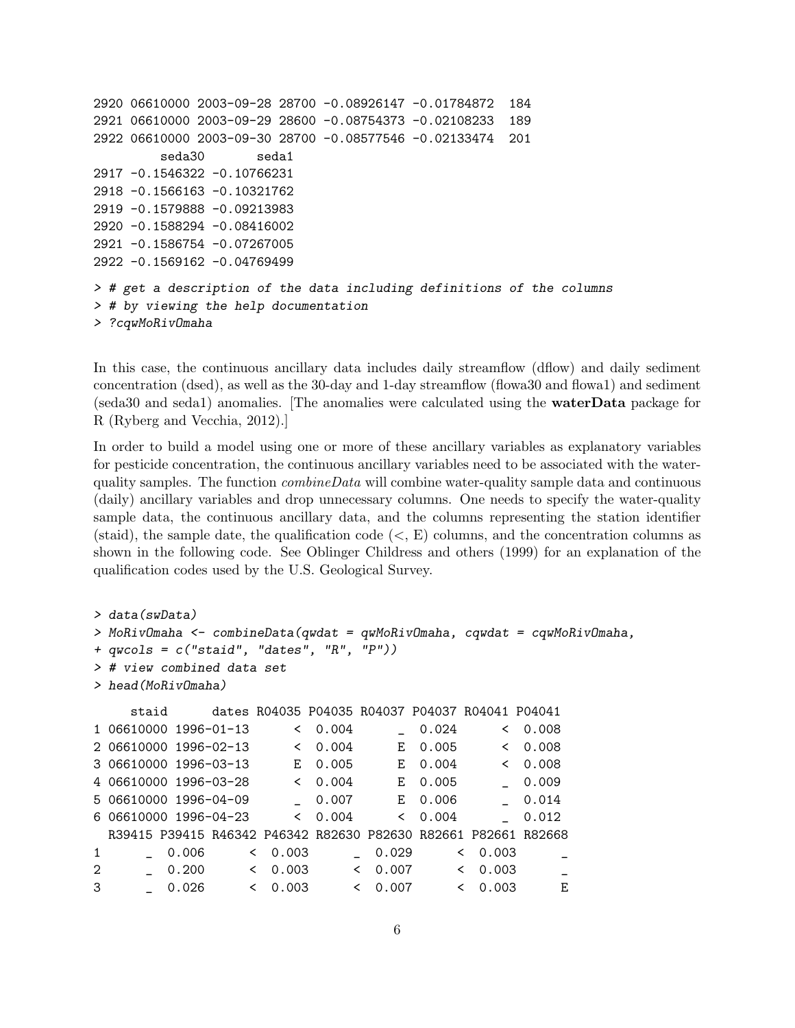```
2920 06610000 2003-09-28 28700 -0.08926147 -0.01784872  184
2921 06610000 2003-09-29 28600 -0.08754373 -0.02108233  189
2922 06610000 2003-09-30 28700 -0.08577546 -0.02133474  201
        seda30       seda1
2917 -0.1546322 -0.10766231
2918 -0.1566163 -0.10321762
2919 -0.1579888 -0.09213983
2920 -0.1588294 -0.08416002
2921 -0.1586754 -0.07267005
2922 -0.1569162 -0.04769499
```

```
> # get a description of the data including definitions of the columns
> # by viewing the help documentation
> ?cqwMoRivOmaha
```

In this case, the continuous ancillary data includes daily streamflow (dflow) and daily sediment concentration (dsed), as well as the 30-day and 1-day streamflow (flowa30 and flowa1) and sediment (seda30 and seda1) anomalies. [The anomalies were calculated using the **waterData** package for R (Ryberg and Vecchia, 2012).]

In order to build a model using one or more of these ancillary variables as explanatory variables for pesticide concentration, the continuous ancillary variables need to be associated with the water-quality samples. The function *combineData* will combine water-quality sample data and continuous (daily) ancillary variables and drop unnecessary columns. One needs to specify the water-quality sample data, the continuous ancillary data, and the columns representing the station identifier (staid), the sample date, the qualification code (<, E) columns, and the concentration columns as shown in the following code. See Oblinger Childress and others (1999) for an explanation of the qualification codes used by the U.S. Geological Survey.

```
> data(swData)
> MoRivOmaha <- combineData(qwdat = qwMoRivOmaha, cqwdat = cqwMoRivOmaha,
+ qwcols = c("staid", "dates", "R", "P"))
> # view combined data set
> head(MoRivOmaha)
     staid      dates R04035 P04035 R04037 P04037 R04041 P04041
1 06610000 1996-01-13      <  0.004      _  0.024      <  0.008
2 06610000 1996-02-13      <  0.004      E  0.005      <  0.008
3 06610000 1996-03-13      E  0.005      E  0.004      <  0.008
4 06610000 1996-03-28      <  0.004      E  0.005      _  0.009
5 06610000 1996-04-09      _  0.007      E  0.006      _  0.014
6 06610000 1996-04-23      <  0.004      <  0.004      _  0.012
  R39415 P39415 R46342 P46342 R82630 P82630 R82661 P82661 R82668
1      _  0.006      <  0.003      _  0.029      <  0.003      _
2      _  0.200      <  0.003      <  0.007      <  0.003      _
3      _  0.026      <  0.003      <  0.007      <  0.003      E
```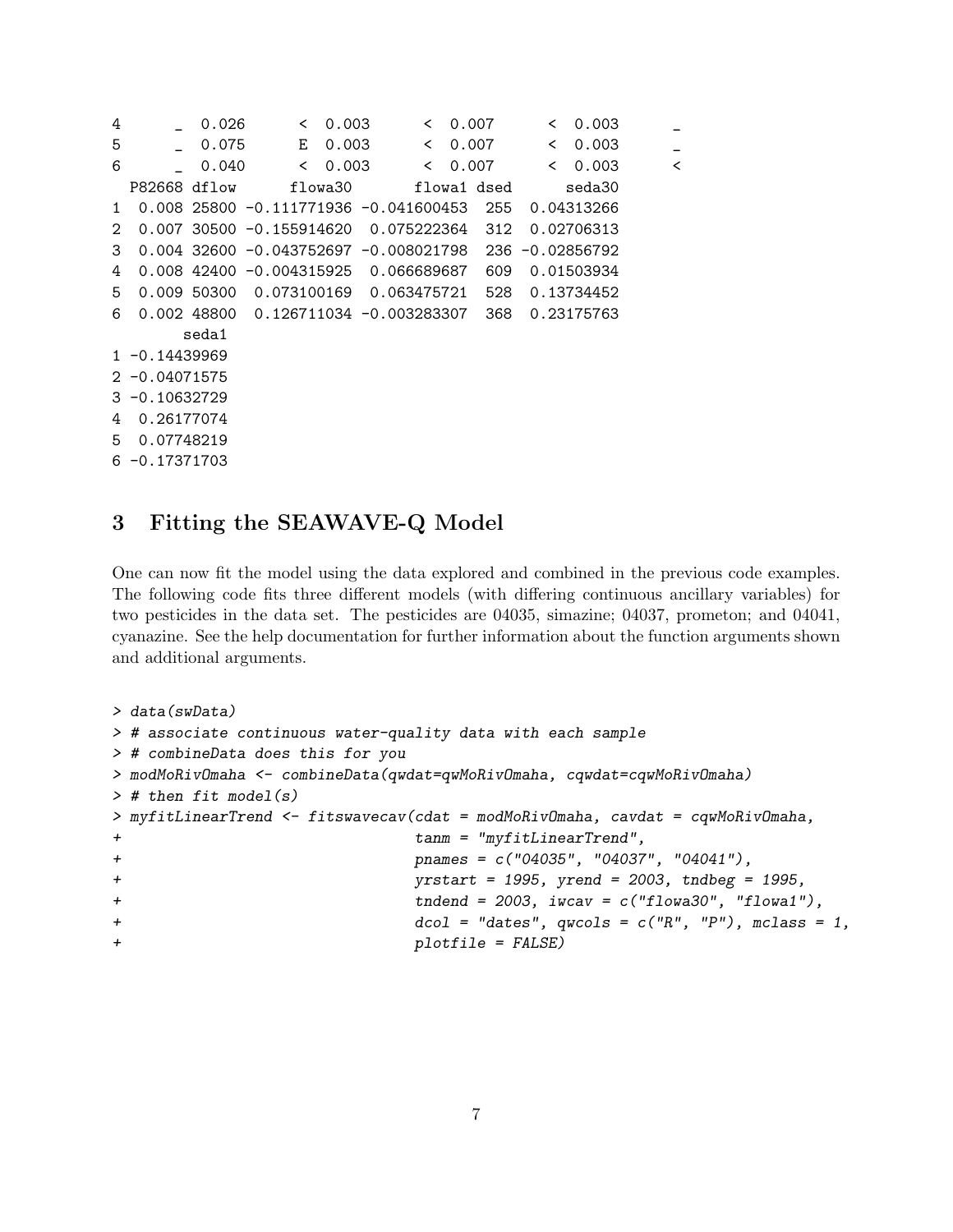```
4      _  0.026      <  0.003      <  0.007      <  0.003      _
5      _  0.075      E  0.003      <  0.007      <  0.003      _
6      _  0.040      <  0.003      <  0.007      <  0.003      <
  P82668 dflow      flowa30       flowa1 dsed      seda30
1  0.008 25800 -0.111771936 -0.041600453  255  0.04313266
2  0.007 30500 -0.155914620  0.075222364  312  0.02706313
3  0.004 32600 -0.043752697 -0.008021798  236 -0.02856792
4  0.008 42400 -0.004315925  0.066689687  609  0.01503934
5  0.009 50300  0.073100169  0.063475721  528  0.13734452
6  0.002 48800  0.126711034 -0.003283307  368  0.23175763
        seda1
1 -0.14439969
2 -0.04071575
3 -0.10632729
4  0.26177074
5  0.07748219
6 -0.17371703
```

## 3 Fitting the SEAWAVE-Q Model

One can now fit the model using the data explored and combined in the previous code examples. The following code fits three different models (with differing continuous ancillary variables) for two pesticides in the data set. The pesticides are 04035, simazine; 04037, prometon; and 04041, cyanazine. See the help documentation for further information about the function arguments shown and additional arguments.

```
> data(swData)
> # associate continuous water-quality data with each sample
> # combineData does this for you
> modMoRivOmaha <- combineData(qwdat=qwMoRivOmaha, cqwdat=cqwMoRivOmaha)
> # then fit model(s)
> myfitLinearTrend <- fitswavecav(cdat = modMoRivOmaha, cavdat = cqwMoRivOmaha,
+                                 tanm = "myfitLinearTrend",
+                                 pnames = c("04035", "04037", "04041"),
+                                 yrstart = 1995, yrend = 2003, tndbeg = 1995,
+                                 tndend = 2003, iwcav = c("flowa30", "flowa1"),
+                                 dcol = "dates", qwcols = c("R", "P"), mclass = 1,
+                                 plotfile = FALSE)
```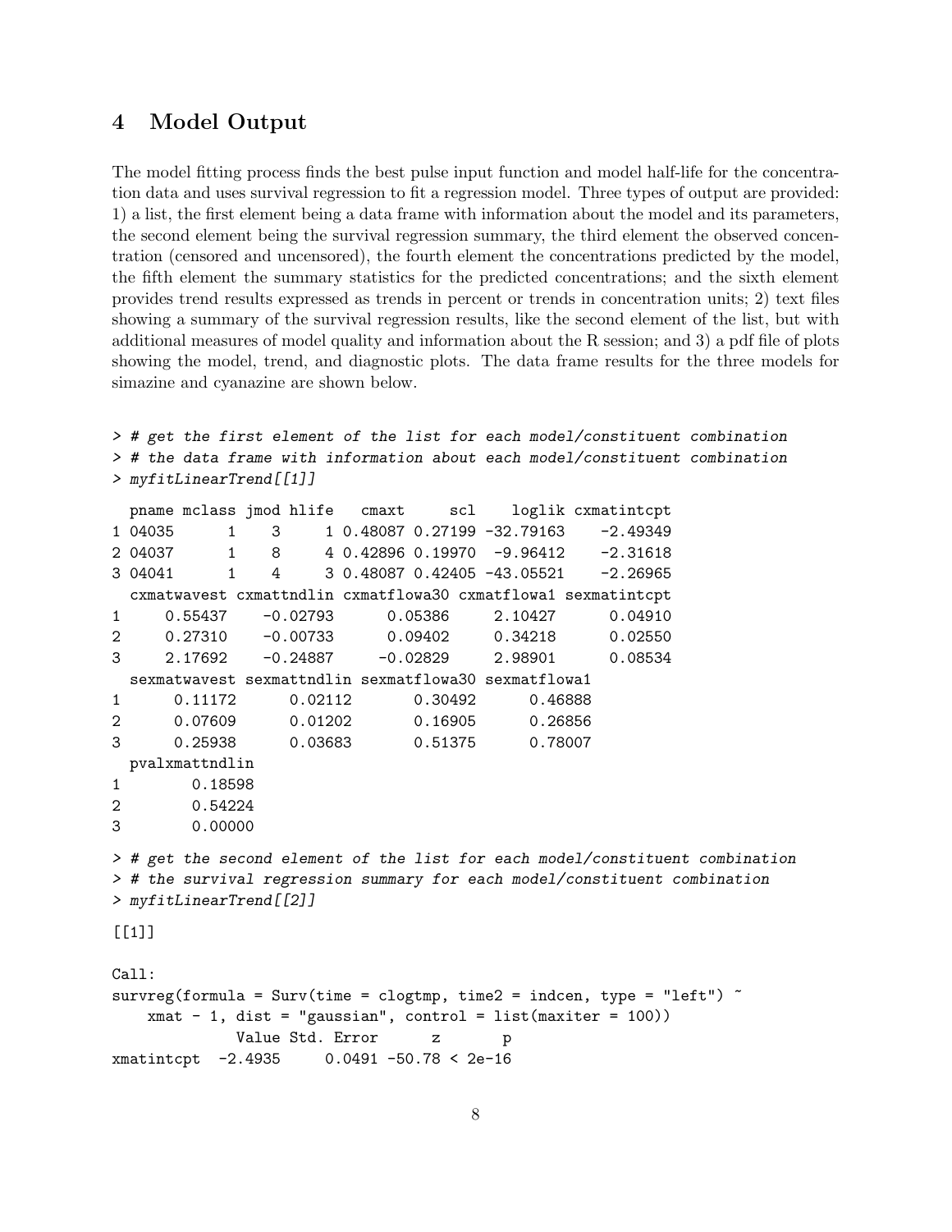## 4 Model Output

The model fitting process finds the best pulse input function and model half-life for the concentration data and uses survival regression to fit a regression model. Three types of output are provided: 1) a list, the first element being a data frame with information about the model and its parameters, the second element being the survival regression summary, the third element the observed concentration (censored and uncensored), the fourth element the concentrations predicted by the model, the fifth element the summary statistics for the predicted concentrations; and the sixth element provides trend results expressed as trends in percent or trends in concentration units; 2) text files showing a summary of the survival regression results, like the second element of the list, but with additional measures of model quality and information about the R session; and 3) a pdf file of plots showing the model, trend, and diagnostic plots. The data frame results for the three models for simazine and cyanazine are shown below.

```
> # get the first element of the list for each model/constituent combination
> # the data frame with information about each model/constituent combination
> myfitLinearTrend[[1]]

  pname mclass jmod hlife   cmaxt     scl    loglik cxmatintcpt
1 04035      1    3     1 0.48087 0.27199 -32.79163    -2.49349
2 04037      1    8     4 0.42896 0.19970  -9.96412    -2.31618
3 04041      1    4     3 0.48087 0.42405 -43.05521    -2.26965
  cxmatwavest cxmattndlin cxmatflowa30 cxmatflowa1 sexmatintcpt
1     0.55437    -0.02793      0.05386     2.10427      0.04910
2     0.27310    -0.00733      0.09402     0.34218      0.02550
3     2.17692    -0.24887     -0.02829     2.98901      0.08534
  sexmatwavest sexmattndlin sexmatflowa30 sexmatflowa1
1      0.11172      0.02112       0.30492      0.46888
2      0.07609      0.01202       0.16905      0.26856
3      0.25938      0.03683       0.51375      0.78007
  pvalxmattndlin
1        0.18598
2        0.54224
3        0.00000

> # get the second element of the list for each model/constituent combination
> # the survival regression summary for each model/constituent combination
> myfitLinearTrend[[2]]

[[1]]

Call:
survreg(formula = Surv(time = clogtmp, time2 = indcen, type = "left") ~
    xmat - 1, dist = "gaussian", control = list(maxiter = 100))
             Value Std. Error      z       p
xmatintcpt  -2.4935     0.0491 -50.78 < 2e-16
```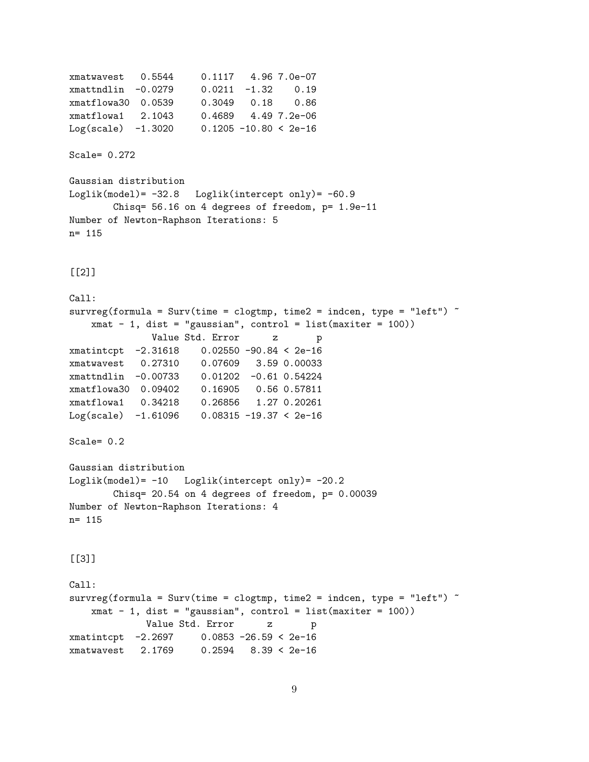```
xmatwavest   0.5544     0.1117   4.96 7.0e-07
xmattndlin  -0.0279     0.0211  -1.32    0.19
xmatflowa30  0.0539     0.3049   0.18    0.86
xmatflowa1   2.1043     0.4689   4.49 7.2e-06
Log(scale)  -1.3020     0.1205 -10.80 < 2e-16

Scale= 0.272

Gaussian distribution
Loglik(model)= -32.8   Loglik(intercept only)= -60.9
        Chisq= 56.16 on 4 degrees of freedom, p= 1.9e-11
Number of Newton-Raphson Iterations: 5
n= 115


[[2]]

Call:
survreg(formula = Surv(time = clogtmp, time2 = indcen, type = "left") ~
    xmat - 1, dist = "gaussian", control = list(maxiter = 100))
               Value Std. Error      z       p
xmatintcpt  -2.31618    0.02550 -90.84 < 2e-16
xmatwavest   0.27310    0.07609   3.59 0.00033
xmattndlin  -0.00733    0.01202  -0.61 0.54224
xmatflowa30  0.09402    0.16905   0.56 0.57811
xmatflowa1   0.34218    0.26856   1.27 0.20261
Log(scale)  -1.61096    0.08315 -19.37 < 2e-16

Scale= 0.2

Gaussian distribution
Loglik(model)= -10   Loglik(intercept only)= -20.2
        Chisq= 20.54 on 4 degrees of freedom, p= 0.00039
Number of Newton-Raphson Iterations: 4
n= 115


[[3]]

Call:
survreg(formula = Surv(time = clogtmp, time2 = indcen, type = "left") ~
    xmat - 1, dist = "gaussian", control = list(maxiter = 100))
              Value Std. Error      z       p
xmatintcpt  -2.2697     0.0853 -26.59 < 2e-16
xmatwavest   2.1769     0.2594   8.39 < 2e-16
```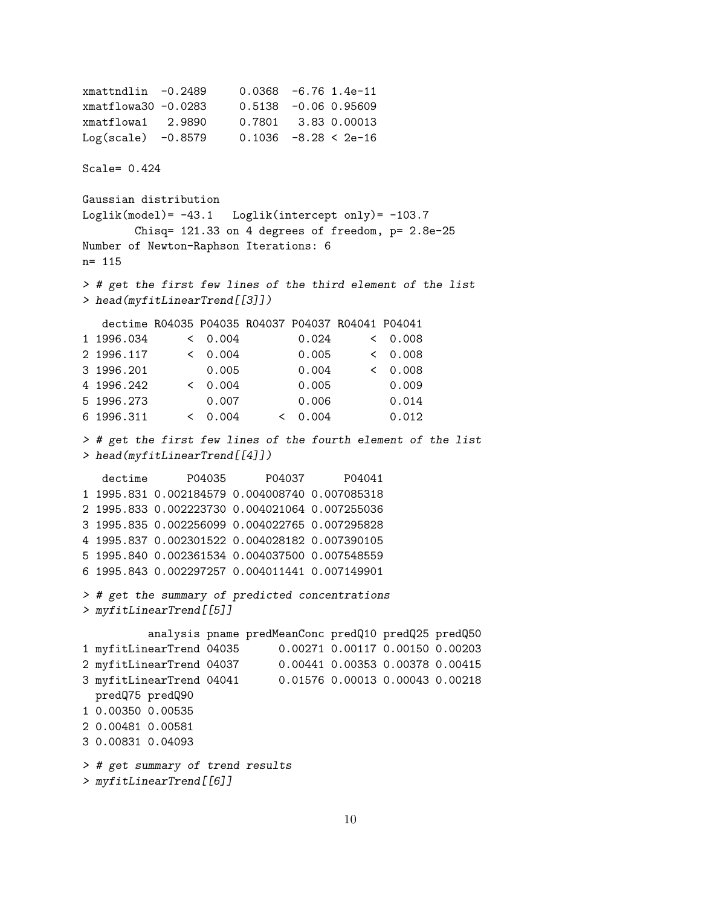```
xmattndlin  -0.2489     0.0368  -6.76 1.4e-11
xmatflowa30 -0.0283     0.5138  -0.06 0.95609
xmatflowa1   2.9890     0.7801   3.83 0.00013
Log(scale)  -0.8579     0.1036  -8.28 < 2e-16

Scale= 0.424

Gaussian distribution
Loglik(model)= -43.1   Loglik(intercept only)= -103.7
        Chisq= 121.33 on 4 degrees of freedom, p= 2.8e-25
Number of Newton-Raphson Iterations: 6
n= 115
```

```
> # get the first few lines of the third element of the list
> head(myfitLinearTrend[[3]])
```

```
   dectime R04035 P04035 R04037 P04037 R04041 P04041
1 1996.034      <  0.004         0.024      <  0.008
2 1996.117      <  0.004         0.005      <  0.008
3 1996.201         0.005         0.004      <  0.008
4 1996.242      <  0.004         0.005         0.009
5 1996.273         0.007         0.006         0.014
6 1996.311      <  0.004      <  0.004         0.012
```

```
> # get the first few lines of the fourth element of the list
> head(myfitLinearTrend[[4]])
```

```
   dectime      P04035      P04037      P04041
1 1995.831 0.002184579 0.004008740 0.007085318
2 1995.833 0.002223730 0.004021064 0.007255036
3 1995.835 0.002256099 0.004022765 0.007295828
4 1995.837 0.002301522 0.004028182 0.007390105
5 1995.840 0.002361534 0.004037500 0.007548559
6 1995.843 0.002297257 0.004011441 0.007149901
```

```
> # get the summary of predicted concentrations
> myfitLinearTrend[[5]]
```

```
          analysis pname predMeanConc predQ10 predQ25 predQ50
1 myfitLinearTrend 04035      0.00271 0.00117 0.00150 0.00203
2 myfitLinearTrend 04037      0.00441 0.00353 0.00378 0.00415
3 myfitLinearTrend 04041      0.01576 0.00013 0.00043 0.00218
  predQ75 predQ90
1 0.00350 0.00535
2 0.00481 0.00581
3 0.00831 0.04093
```

```
> # get summary of trend results
> myfitLinearTrend[[6]]
```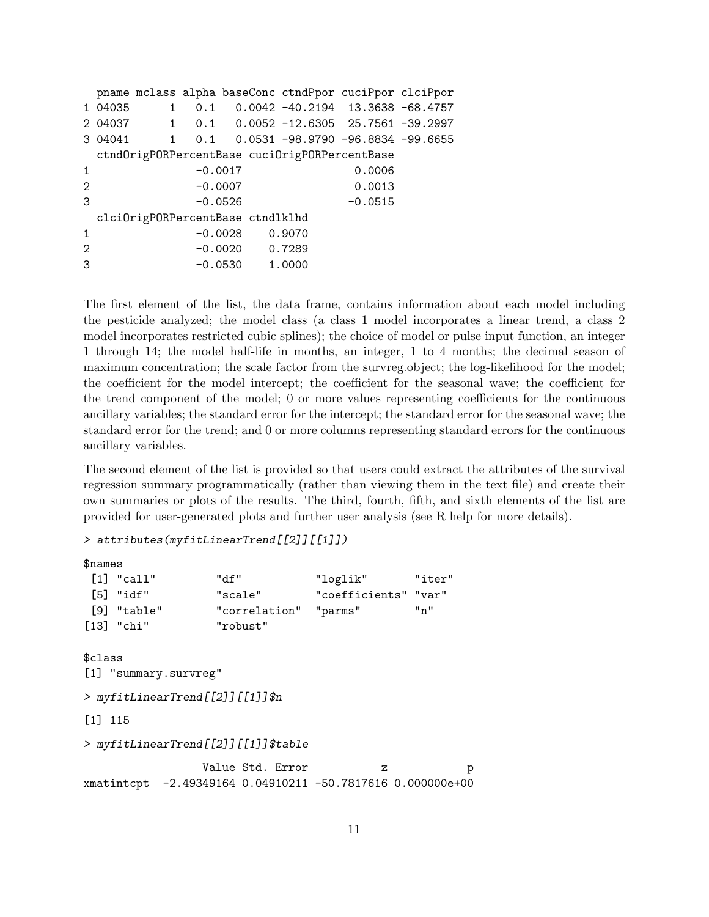```
  pname mclass alpha baseConc ctndPpor cuciPpor clciPpor
1 04035      1   0.1   0.0042 -40.2194  13.3638 -68.4757
2 04037      1   0.1   0.0052 -12.6305  25.7561 -39.2997
3 04041      1   0.1   0.0531 -98.9790 -96.8834 -99.6655
  ctndOrigPORPercentBase cuciOrigPORPercentBase
1                -0.0017                 0.0006
2                -0.0007                 0.0013
3                -0.0526                -0.0515
  clciOrigPORPercentBase ctndlklhd
1                -0.0028    0.9070
2                -0.0020    0.7289
3                -0.0530    1.0000
```

The first element of the list, the data frame, contains information about each model including the pesticide analyzed; the model class (a class 1 model incorporates a linear trend, a class 2 model incorporates restricted cubic splines); the choice of model or pulse input function, an integer 1 through 14; the model half-life in months, an integer, 1 to 4 months; the decimal season of maximum concentration; the scale factor from the survreg.object; the log-likelihood for the model; the coefficient for the model intercept; the coefficient for the seasonal wave; the coefficient for the trend component of the model; 0 or more values representing coefficients for the continuous ancillary variables; the standard error for the intercept; the standard error for the seasonal wave; the standard error for the trend; and 0 or more columns representing standard errors for the continuous ancillary variables.

The second element of the list is provided so that users could extract the attributes of the survival regression summary programmatically (rather than viewing them in the text file) and create their own summaries or plots of the results. The third, fourth, fifth, and sixth elements of the list are provided for user-generated plots and further user analysis (see R help for more details).

```
> attributes(myfitLinearTrend[[2]][[1]])

$names
 [1] "call"          "df"            "loglik"        "iter"
 [5] "idf"           "scale"         "coefficients"  "var"
 [9] "table"         "correlation"   "parms"         "n"
[13] "chi"           "robust"

$class
[1] "summary.survreg"

> myfitLinearTrend[[2]][[1]]$n

[1] 115

> myfitLinearTrend[[2]][[1]]$table

                 Value Std. Error           z            p
xmatintcpt  -2.49349164 0.04910211 -50.7817616 0.000000e+00
```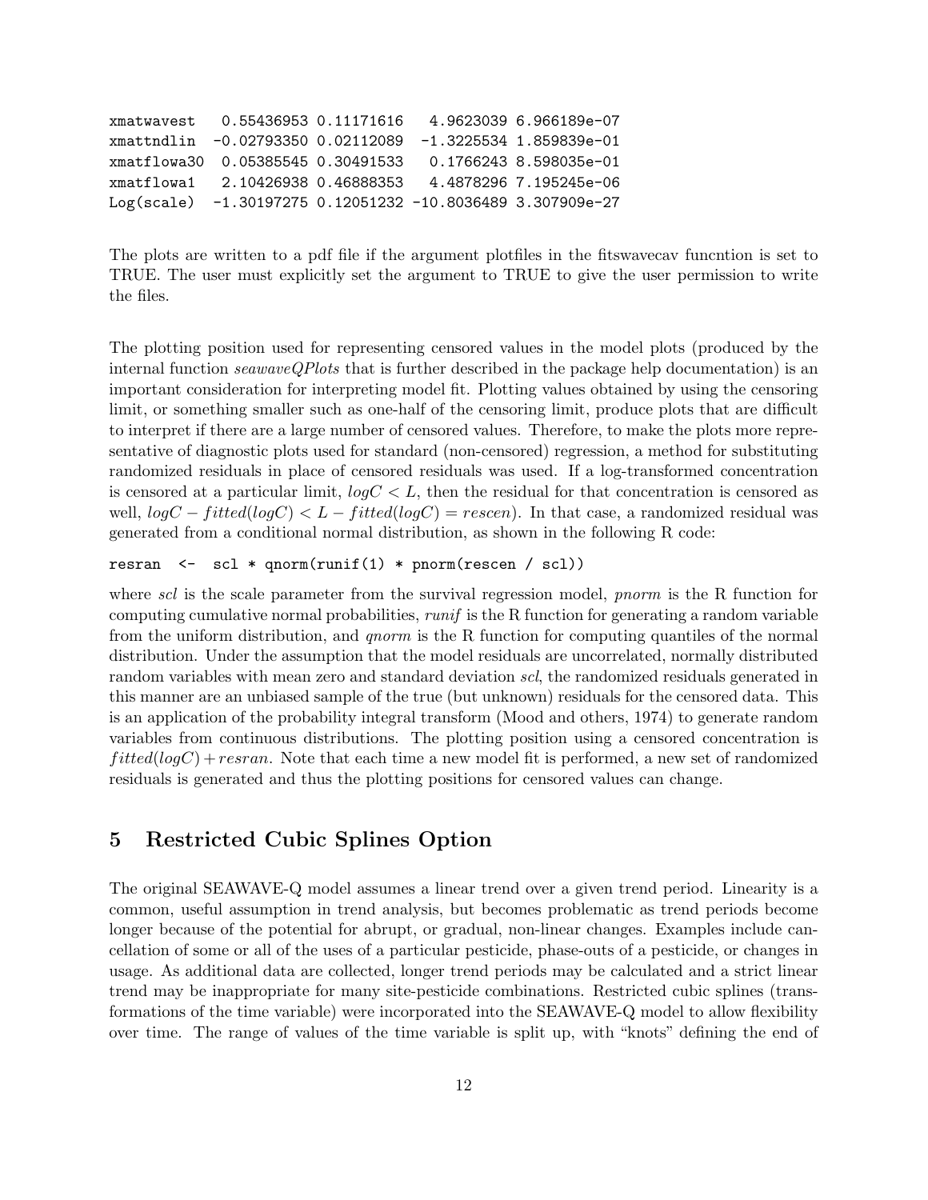```
xmatwavest   0.55436953 0.11171616   4.9623039 6.966189e-07
xmattndlin  -0.02793350 0.02112089  -1.3225534 1.859839e-01
xmatflowa30  0.05385545 0.30491533   0.1766243 8.598035e-01
xmatflowa1   2.10426938 0.46888353   4.4878296 7.195245e-06
Log(scale)  -1.30197275 0.12051232 -10.8036489 3.307909e-27
```

The plots are written to a pdf file if the argument plotfiles in the fitswavecav funcntion is set to TRUE. The user must explicitly set the argument to TRUE to give the user permission to write the files.

The plotting position used for representing censored values in the model plots (produced by the internal function *seawaveQPlots* that is further described in the package help documentation) is an important consideration for interpreting model fit. Plotting values obtained by using the censoring limit, or something smaller such as one-half of the censoring limit, produce plots that are difficult to interpret if there are a large number of censored values. Therefore, to make the plots more representative of diagnostic plots used for standard (non-censored) regression, a method for substituting randomized residuals in place of censored residuals was used. If a log-transformed concentration is censored at a particular limit, $logC < L$, then the residual for that concentration is censored as well, $logC - fitted(logC) < L - fitted(logC) = rescen$). In that case, a randomized residual was generated from a conditional normal distribution, as shown in the following R code:

```
resran  <-  scl * qnorm(runif(1) * pnorm(rescen / scl))
```

where *scl* is the scale parameter from the survival regression model, *pnorm* is the R function for computing cumulative normal probabilities, *runif* is the R function for generating a random variable from the uniform distribution, and *qnorm* is the R function for computing quantiles of the normal distribution. Under the assumption that the model residuals are uncorrelated, normally distributed random variables with mean zero and standard deviation *scl*, the randomized residuals generated in this manner are an unbiased sample of the true (but unknown) residuals for the censored data. This is an application of the probability integral transform (Mood and others, 1974) to generate random variables from continuous distributions. The plotting position using a censored concentration is $fitted(logC) + resran$. Note that each time a new model fit is performed, a new set of randomized residuals is generated and thus the plotting positions for censored values can change.

## 5 Restricted Cubic Splines Option

The original SEAWAVE-Q model assumes a linear trend over a given trend period. Linearity is a common, useful assumption in trend analysis, but becomes problematic as trend periods become longer because of the potential for abrupt, or gradual, non-linear changes. Examples include cancellation of some or all of the uses of a particular pesticide, phase-outs of a pesticide, or changes in usage. As additional data are collected, longer trend periods may be calculated and a strict linear trend may be inappropriate for many site-pesticide combinations. Restricted cubic splines (transformations of the time variable) were incorporated into the SEAWAVE-Q model to allow flexibility over time. The range of values of the time variable is split up, with "knots" defining the end of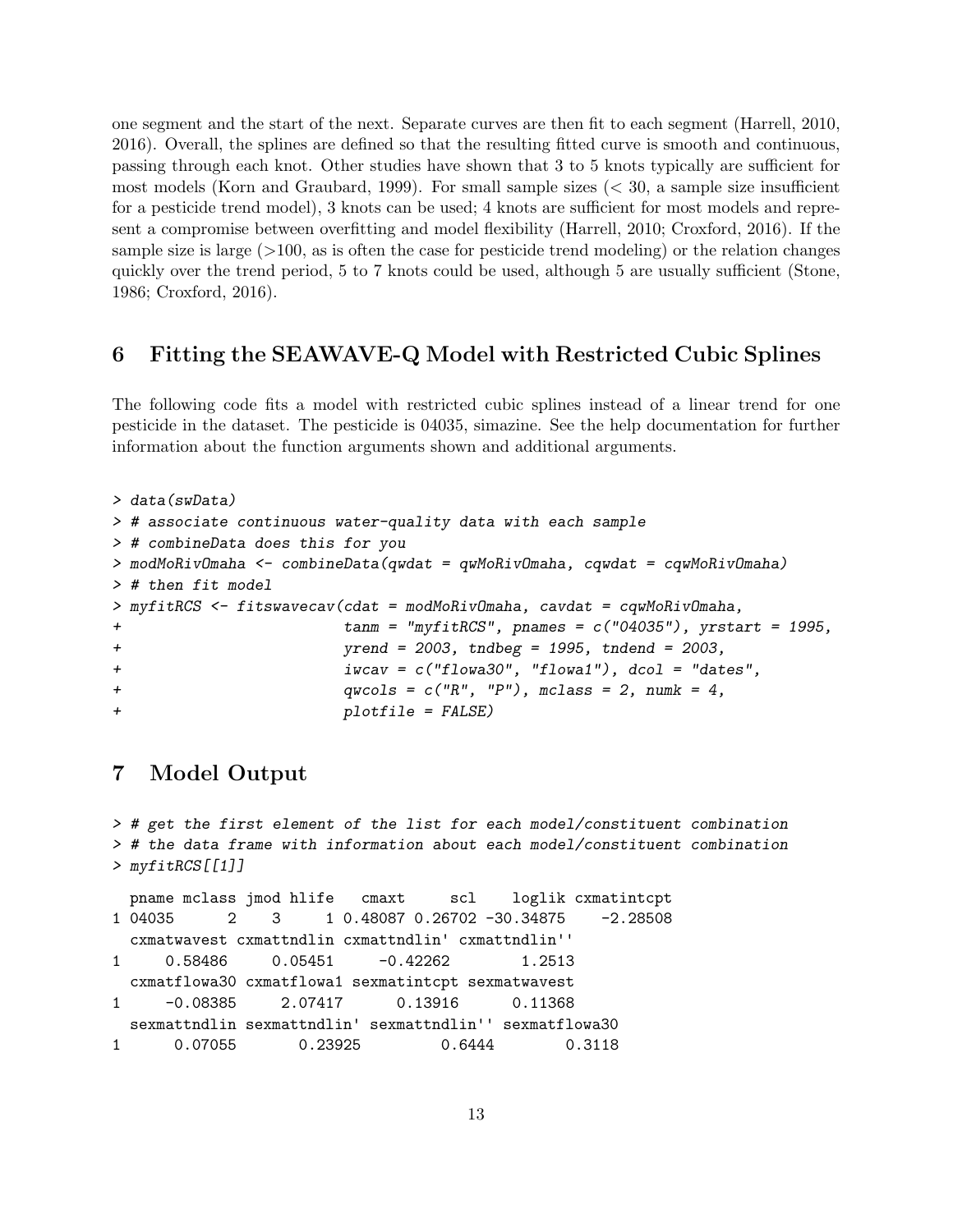one segment and the start of the next. Separate curves are then fit to each segment (Harrell, 2010, 2016). Overall, the splines are defined so that the resulting fitted curve is smooth and continuous, passing through each knot. Other studies have shown that 3 to 5 knots typically are sufficient for most models (Korn and Graubard, 1999). For small sample sizes (< 30, a sample size insufficient for a pesticide trend model), 3 knots can be used; 4 knots are sufficient for most models and represent a compromise between overfitting and model flexibility (Harrell, 2010; Croxford, 2016). If the sample size is large (>100, as is often the case for pesticide trend modeling) or the relation changes quickly over the trend period, 5 to 7 knots could be used, although 5 are usually sufficient (Stone, 1986; Croxford, 2016).

## 6 Fitting the SEAWAVE-Q Model with Restricted Cubic Splines

The following code fits a model with restricted cubic splines instead of a linear trend for one pesticide in the dataset. The pesticide is 04035, simazine. See the help documentation for further information about the function arguments shown and additional arguments.

```
> data(swData)
> # associate continuous water-quality data with each sample
> # combineData does this for you
> modMoRivOmaha <- combineData(qwdat = qwMoRivOmaha, cqwdat = cqwMoRivOmaha)
> # then fit model
> myfitRCS <- fitswavecav(cdat = modMoRivOmaha, cavdat = cqwMoRivOmaha,
+                         tanm = "myfitRCS", pnames = c("04035"), yrstart = 1995,
+                         yrend = 2003, tndbeg = 1995, tndend = 2003,
+                         iwcav = c("flowa30", "flowa1"), dcol = "dates",
+                         qwcols = c("R", "P"), mclass = 2, numk = 4,
+                         plotfile = FALSE)
```

## 7 Model Output

```
> # get the first element of the list for each model/constituent combination
> # the data frame with information about each model/constituent combination
> myfitRCS[[1]]

  pname mclass jmod hlife   cmaxt     scl    loglik cxmatintcpt
1 04035      2    3     1 0.48087 0.26702 -30.34875    -2.28508
  cxmatwavest cxmattndlin cxmattndlin' cxmattndlin''
1     0.58486     0.05451     -0.42262        1.2513
  cxmatflowa30 cxmatflowa1 sexmatintcpt sexmatwavest
1     -0.08385     2.07417      0.13916      0.11368
  sexmattndlin sexmattndlin' sexmattndlin'' sexmatflowa30
1      0.07055       0.23925         0.6444        0.3118
```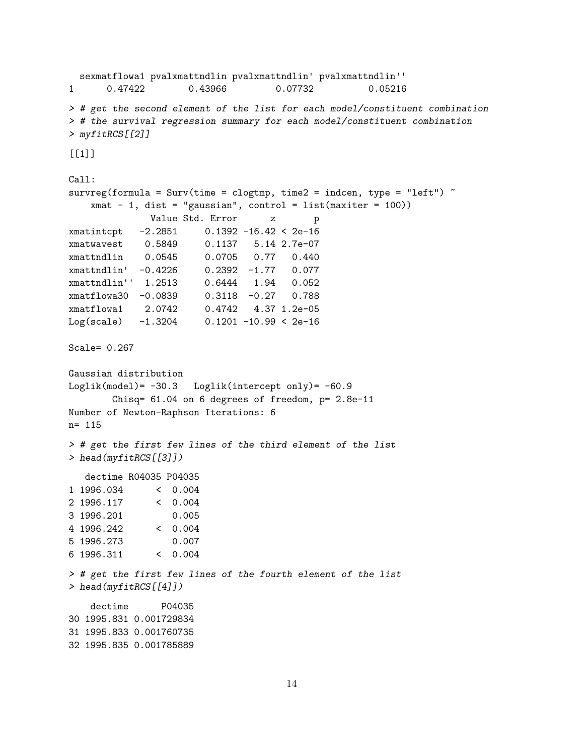```
  sexmatflowa1 pvalxmattndlin pvalxmattndlin' pvalxmattndlin''
1      0.47422        0.43966         0.07732          0.05216
```

```
> # get the second element of the list for each model/constituent combination
> # the survival regression summary for each model/constituent combination
> myfitRCS[[2]]
```

```
[[1]]

Call:
survreg(formula = Surv(time = clogtmp, time2 = indcen, type = "left") ~
    xmat - 1, dist = "gaussian", control = list(maxiter = 100))
              Value Std. Error      z       p
xmatintcpt   -2.2851     0.1392 -16.42 < 2e-16
xmatwavest    0.5849     0.1137   5.14 2.7e-07
xmattndlin    0.0545     0.0705   0.77   0.440
xmattndlin'  -0.4226     0.2392  -1.77   0.077
xmattndlin''  1.2513     0.6444   1.94   0.052
xmatflowa30  -0.0839     0.3118  -0.27   0.788
xmatflowa1    2.0742     0.4742   4.37 1.2e-05
Log(scale)   -1.3204     0.1201 -10.99 < 2e-16

Scale= 0.267

Gaussian distribution
Loglik(model)= -30.3   Loglik(intercept only)= -60.9
        Chisq= 61.04 on 6 degrees of freedom, p= 2.8e-11
Number of Newton-Raphson Iterations: 6
n= 115
```

```
> # get the first few lines of the third element of the list
> head(myfitRCS[[3]])
```

```
   dectime R04035 P04035
1 1996.034      <  0.004
2 1996.117      <  0.004
3 1996.201         0.005
4 1996.242      <  0.004
5 1996.273         0.007
6 1996.311      <  0.004
```

```
> # get the first few lines of the fourth element of the list
> head(myfitRCS[[4]])
```

```
    dectime      P04035
30 1995.831 0.001729834
31 1995.833 0.001760735
32 1995.835 0.001785889
```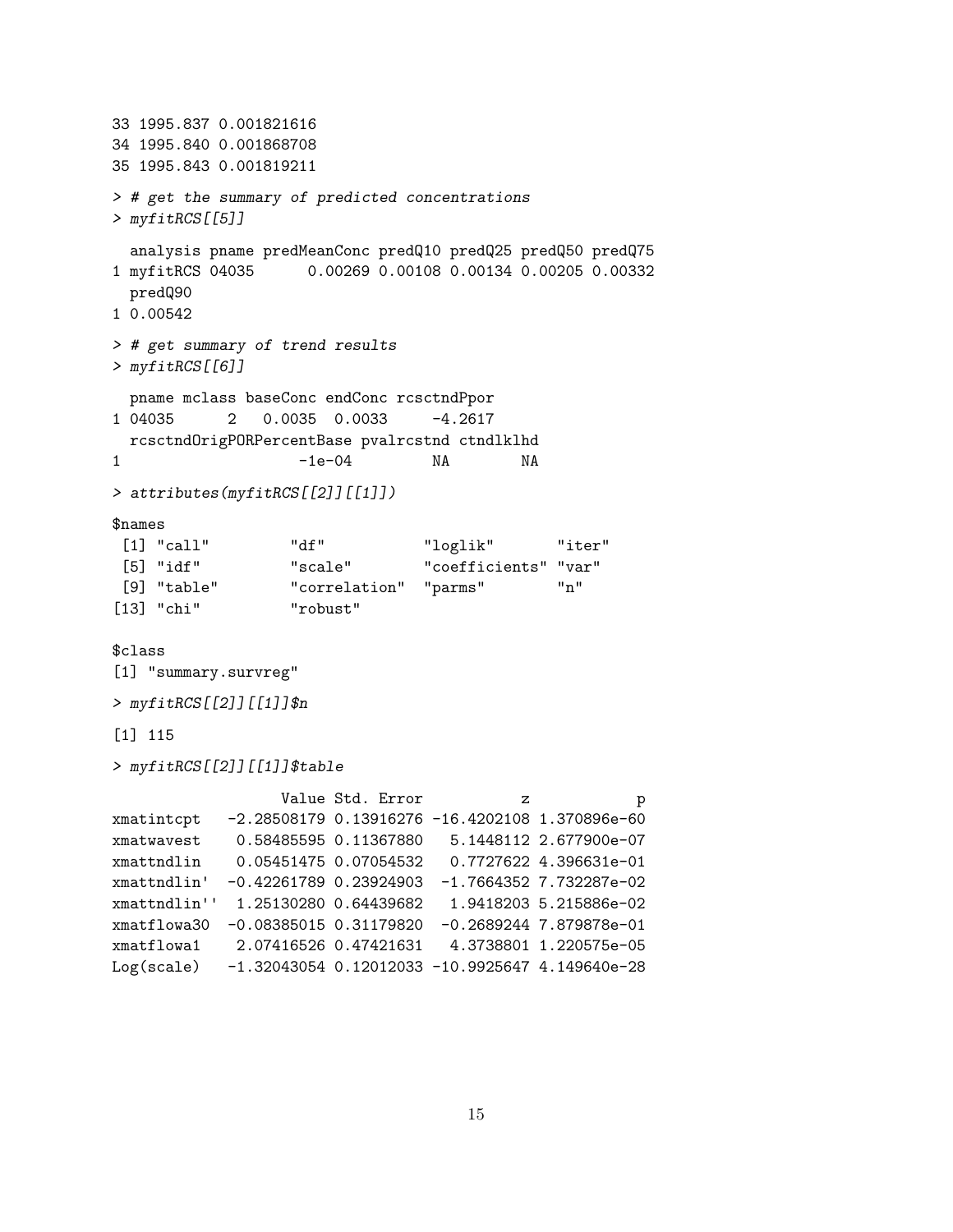```
33 1995.837 0.001821616
34 1995.840 0.001868708
35 1995.843 0.001819211
```

```
> # get the summary of predicted concentrations
> myfitRCS[[5]]
```

```
  analysis pname predMeanConc predQ10 predQ25 predQ50 predQ75
1 myfitRCS 04035      0.00269 0.00108 0.00134 0.00205 0.00332
  predQ90
1 0.00542
```

```
> # get summary of trend results
> myfitRCS[[6]]
```

```
  pname mclass baseConc endConc rcsctndPpor
1 04035      2   0.0035  0.0033     -4.2617
  rcsctndOrigPORPercentBase pvalrcstnd ctndlklhd
1                    -1e-04         NA        NA
```

```
> attributes(myfitRCS[[2]][[1]])
```

```
$names
 [1] "call"         "df"           "loglik"       "iter"
 [5] "idf"          "scale"        "coefficients" "var"
 [9] "table"        "correlation"  "parms"        "n"
[13] "chi"          "robust"

$class
[1] "summary.survreg"
```

```
> myfitRCS[[2]][[1]]$n
```

```
[1] 115
```

```
> myfitRCS[[2]][[1]]$table
```

```
                   Value Std. Error           z            p
xmatintcpt   -2.28508179 0.13916276 -16.4202108 1.370896e-60
xmatwavest    0.58485595 0.11367880   5.1448112 2.677900e-07
xmattndlin    0.05451475 0.07054532   0.7727622 4.396631e-01
xmattndlin'  -0.42261789 0.23924903  -1.7664352 7.732287e-02
xmattndlin''  1.25130280 0.64439682   1.9418203 5.215886e-02
xmatflowa30  -0.08385015 0.31179820  -0.2689244 7.879878e-01
xmatflowa1    2.07416526 0.47421631   4.3738801 1.220575e-05
Log(scale)   -1.32043054 0.12012033 -10.9925647 4.149640e-28
```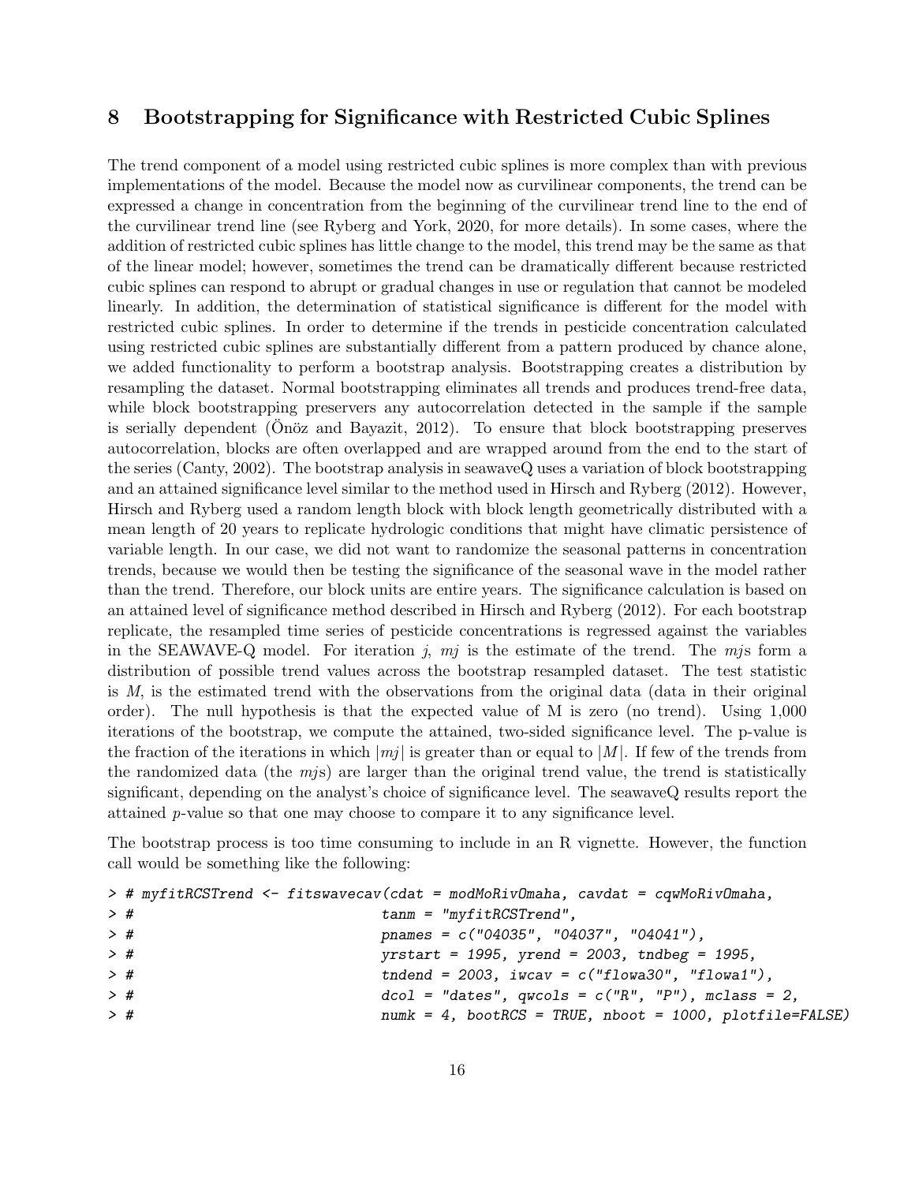## 8 Bootstrapping for Significance with Restricted Cubic Splines

The trend component of a model using restricted cubic splines is more complex than with previous implementations of the model. Because the model now as curvilinear components, the trend can be expressed a change in concentration from the beginning of the curvilinear trend line to the end of the curvilinear trend line (see Ryberg and York, 2020, for more details). In some cases, where the addition of restricted cubic splines has little change to the model, this trend may be the same as that of the linear model; however, sometimes the trend can be dramatically different because restricted cubic splines can respond to abrupt or gradual changes in use or regulation that cannot be modeled linearly. In addition, the determination of statistical significance is different for the model with restricted cubic splines. In order to determine if the trends in pesticide concentration calculated using restricted cubic splines are substantially different from a pattern produced by chance alone, we added functionality to perform a bootstrap analysis. Bootstrapping creates a distribution by resampling the dataset. Normal bootstrapping eliminates all trends and produces trend-free data, while block bootstrapping preservers any autocorrelation detected in the sample if the sample is serially dependent (Önöz and Bayazit, 2012). To ensure that block bootstrapping preserves autocorrelation, blocks are often overlapped and are wrapped around from the end to the start of the series (Canty, 2002). The bootstrap analysis in seawaveQ uses a variation of block bootstrapping and an attained significance level similar to the method used in Hirsch and Ryberg (2012). However, Hirsch and Ryberg used a random length block with block length geometrically distributed with a mean length of 20 years to replicate hydrologic conditions that might have climatic persistence of variable length. In our case, we did not want to randomize the seasonal patterns in concentration trends, because we would then be testing the significance of the seasonal wave in the model rather than the trend. Therefore, our block units are entire years. The significance calculation is based on an attained level of significance method described in Hirsch and Ryberg (2012). For each bootstrap replicate, the resampled time series of pesticide concentrations is regressed against the variables in the SEAWAVE-Q model. For iteration $j$, $mj$ is the estimate of the trend. The $mj$s form a distribution of possible trend values across the bootstrap resampled dataset. The test statistic is $M$, is the estimated trend with the observations from the original data (data in their original order). The null hypothesis is that the expected value of M is zero (no trend). Using 1,000 iterations of the bootstrap, we compute the attained, two-sided significance level. The p-value is the fraction of the iterations in which $|mj|$ is greater than or equal to $|M|$. If few of the trends from the randomized data (the $mj$s) are larger than the original trend value, the trend is statistically significant, depending on the analyst's choice of significance level. The seawaveQ results report the attained $p$-value so that one may choose to compare it to any significance level.

The bootstrap process is too time consuming to include in an R vignette. However, the function call would be something like the following:

```
> # myfitRCSTrend <- fitswavecav(cdat = modMoRivOmaha, cavdat = cqwMoRivOmaha,
> #                              tanm = "myfitRCSTrend",
> #                              pnames = c("04035", "04037", "04041"),
> #                              yrstart = 1995, yrend = 2003, tndbeg = 1995,
> #                              tndend = 2003, iwcav = c("flowa30", "flowa1"),
> #                              dcol = "dates", qwcols = c("R", "P"), mclass = 2,
> #                              numk = 4, bootRCS = TRUE, nboot = 1000, plotfile=FALSE)
```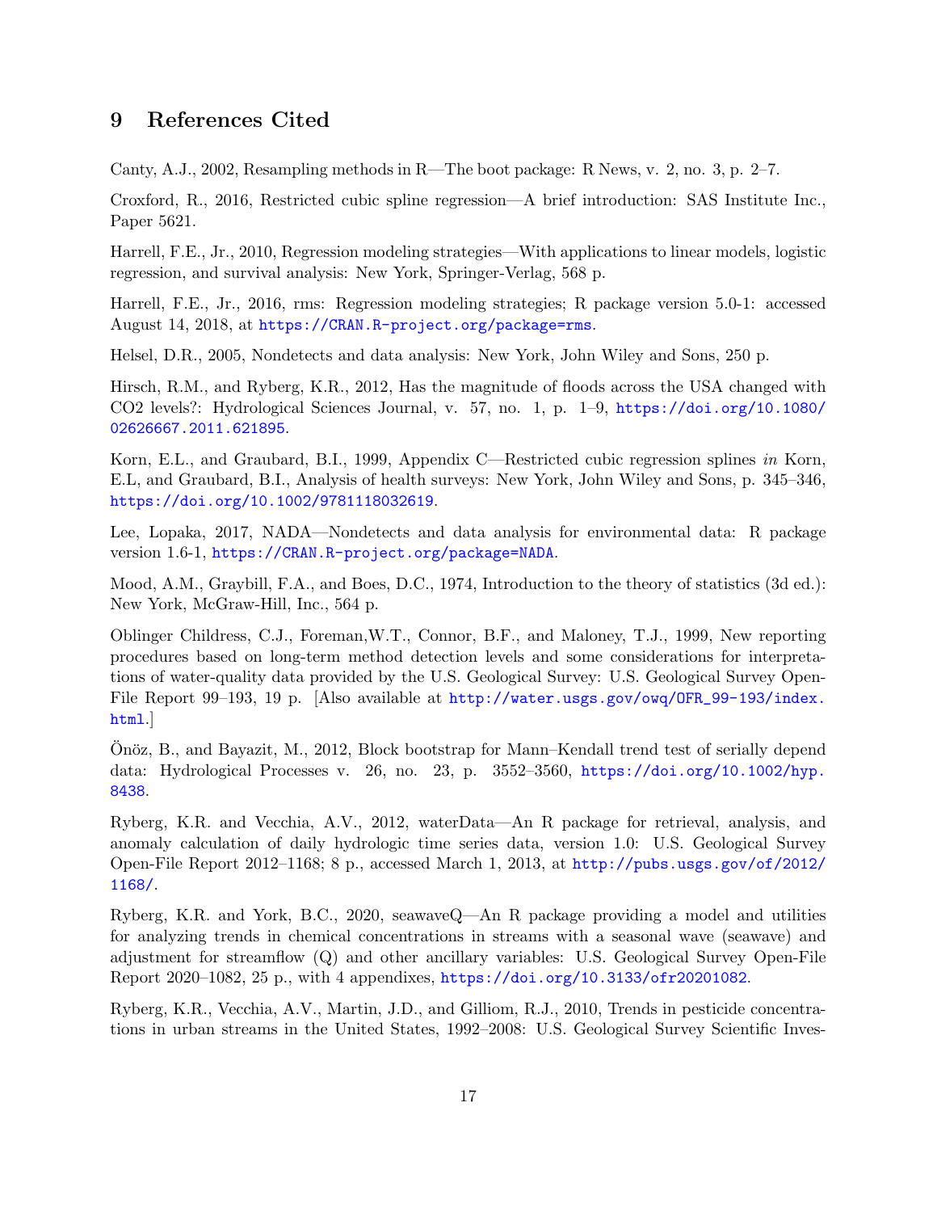## 9 References Cited

Canty, A.J., 2002, Resampling methods in R—The boot package: R News, v. 2, no. 3, p. 2–7.

Croxford, R., 2016, Restricted cubic spline regression—A brief introduction: SAS Institute Inc., Paper 5621.

Harrell, F.E., Jr., 2010, Regression modeling strategies—With applications to linear models, logistic regression, and survival analysis: New York, Springer-Verlag, 568 p.

Harrell, F.E., Jr., 2016, rms: Regression modeling strategies; R package version 5.0-1: accessed August 14, 2018, at https://CRAN.R-project.org/package=rms.

Helsel, D.R., 2005, Nondetects and data analysis: New York, John Wiley and Sons, 250 p.

Hirsch, R.M., and Ryberg, K.R., 2012, Has the magnitude of floods across the USA changed with CO2 levels?: Hydrological Sciences Journal, v. 57, no. 1, p. 1–9, https://doi.org/10.1080/02626667.2011.621895.

Korn, E.L., and Graubard, B.I., 1999, Appendix C—Restricted cubic regression splines *in* Korn, E.L, and Graubard, B.I., Analysis of health surveys: New York, John Wiley and Sons, p. 345–346, https://doi.org/10.1002/9781118032619.

Lee, Lopaka, 2017, NADA—Nondetects and data analysis for environmental data: R package version 1.6-1, https://CRAN.R-project.org/package=NADA.

Mood, A.M., Graybill, F.A., and Boes, D.C., 1974, Introduction to the theory of statistics (3d ed.): New York, McGraw-Hill, Inc., 564 p.

Oblinger Childress, C.J., Foreman,W.T., Connor, B.F., and Maloney, T.J., 1999, New reporting procedures based on long-term method detection levels and some considerations for interpretations of water-quality data provided by the U.S. Geological Survey: U.S. Geological Survey Open-File Report 99–193, 19 p. [Also available at http://water.usgs.gov/owq/OFR_99-193/index.html.]

Önöz, B., and Bayazit, M., 2012, Block bootstrap for Mann–Kendall trend test of serially depend data: Hydrological Processes v. 26, no. 23, p. 3552–3560, https://doi.org/10.1002/hyp.8438.

Ryberg, K.R. and Vecchia, A.V., 2012, waterData—An R package for retrieval, analysis, and anomaly calculation of daily hydrologic time series data, version 1.0: U.S. Geological Survey Open-File Report 2012–1168; 8 p., accessed March 1, 2013, at http://pubs.usgs.gov/of/2012/1168/.

Ryberg, K.R. and York, B.C., 2020, seawaveQ—An R package providing a model and utilities for analyzing trends in chemical concentrations in streams with a seasonal wave (seawave) and adjustment for streamflow (Q) and other ancillary variables: U.S. Geological Survey Open-File Report 2020–1082, 25 p., with 4 appendixes, https://doi.org/10.3133/ofr20201082.

Ryberg, K.R., Vecchia, A.V., Martin, J.D., and Gilliom, R.J., 2010, Trends in pesticide concentrations in urban streams in the United States, 1992–2008: U.S. Geological Survey Scientific Inves-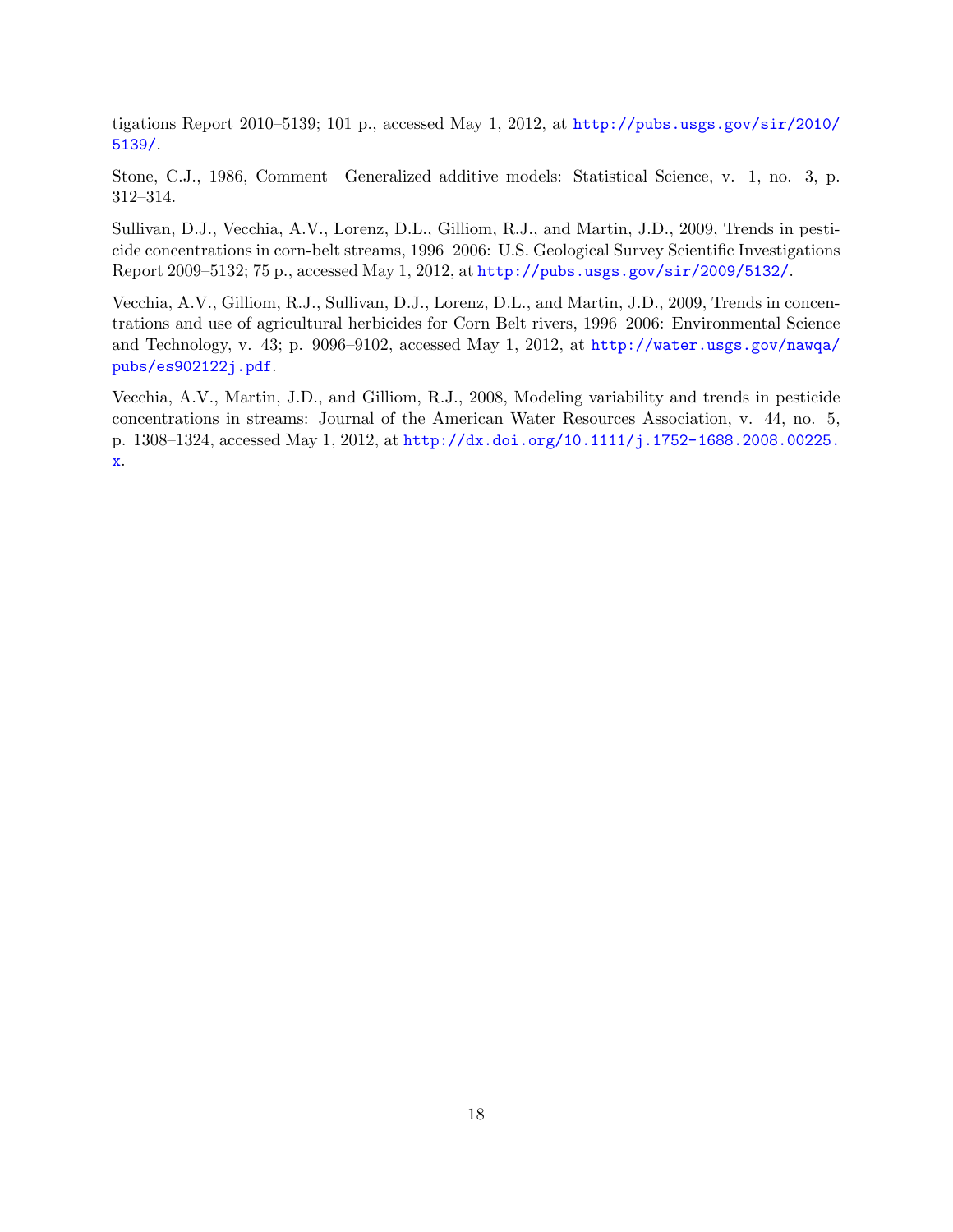tigations Report 2010–5139; 101 p., accessed May 1, 2012, at http://pubs.usgs.gov/sir/2010/5139/.

Stone, C.J., 1986, Comment—Generalized additive models: Statistical Science, v. 1, no. 3, p. 312–314.

Sullivan, D.J., Vecchia, A.V., Lorenz, D.L., Gilliom, R.J., and Martin, J.D., 2009, Trends in pesticide concentrations in corn-belt streams, 1996–2006: U.S. Geological Survey Scientific Investigations Report 2009–5132; 75 p., accessed May 1, 2012, at http://pubs.usgs.gov/sir/2009/5132/.

Vecchia, A.V., Gilliom, R.J., Sullivan, D.J., Lorenz, D.L., and Martin, J.D., 2009, Trends in concentrations and use of agricultural herbicides for Corn Belt rivers, 1996–2006: Environmental Science and Technology, v. 43; p. 9096–9102, accessed May 1, 2012, at http://water.usgs.gov/nawqa/pubs/es902122j.pdf.

Vecchia, A.V., Martin, J.D., and Gilliom, R.J., 2008, Modeling variability and trends in pesticide concentrations in streams: Journal of the American Water Resources Association, v. 44, no. 5, p. 1308–1324, accessed May 1, 2012, at http://dx.doi.org/10.1111/j.1752-1688.2008.00225.x.